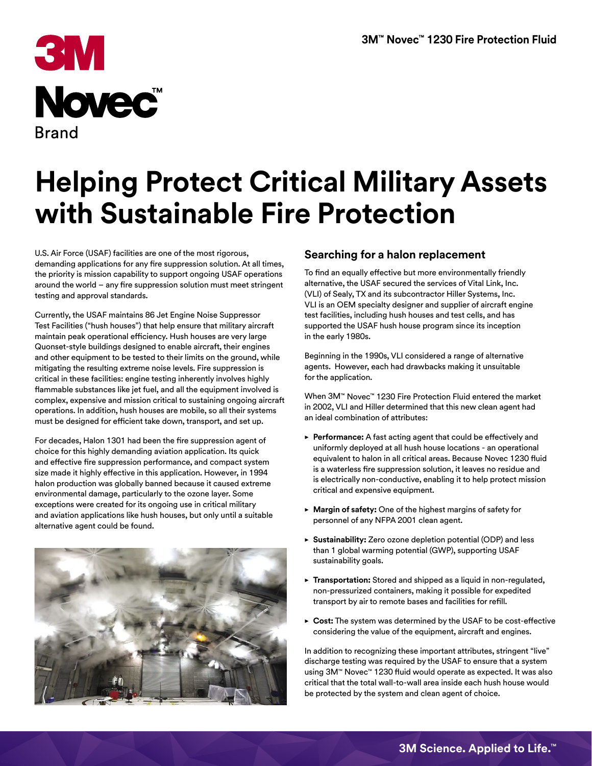# Helping Protect Critical Military Assets with Sustainable Fire Protection

U.S. Air Force (USAF) facilities are one of the most rigorous, demanding applications for any fire suppression solution. At all times, the priority is mission capability to support ongoing USAF operations around the world – any fire suppression solution must meet stringent testing and approval standards.

Currently, the USAF maintains 86 Jet Engine Noise Suppressor Test Facilities ("hush houses") that help ensure that military aircraft maintain peak operational efficiency. Hush houses are very large Quonset-style buildings designed to enable aircraft, their engines and other equipment to be tested to their limits on the ground, while mitigating the resulting extreme noise levels. Fire suppression is critical in these facilities: engine testing inherently involves highly flammable substances like jet fuel, and all the equipment involved is complex, expensive and mission critical to sustaining ongoing aircraft operations. In addition, hush houses are mobile, so all their systems must be designed for efficient take down, transport, and set up.

For decades, Halon 1301 had been the fire suppression agent of choice for this highly demanding aviation application. Its quick and effective fire suppression performance, and compact system size made it highly effective in this application. However, in 1994 halon production was globally banned because it caused extreme environmental damage, particularly to the ozone layer. Some exceptions were created for its ongoing use in critical military and aviation applications like hush houses, but only until a suitable alternative agent could be found.

## Searching for a halon replacement

To find an equally effective but more environmentally friendly alternative, the USAF secured the services of Vital Link, Inc. (VLI) of Sealy, TX and its subcontractor Hiller Systems, Inc. VLI is an OEM specialty designer and supplier of aircraft engine test facilities, including hush houses and test cells, and has supported the USAF hush house program since its inception in the early 1980s.

Beginning in the 1990s, VLI considered a range of alternative agents. However, each had drawbacks making it unsuitable for the application.

When 3M™ Novec™ 1230 Fire Protection Fluid entered the market in 2002, VLI and Hiller determined that this new clean agent had an ideal combination of attributes:

- **Performance:** A fast acting agent that could be effectively and uniformly deployed at all hush house locations - an operational equivalent to halon in all critical areas. Because Novec 1230 fluid is a waterless fire suppression solution, it leaves no residue and is electrically non-conductive, enabling it to help protect mission critical and expensive equipment.
- **Margin of safety:** One of the highest margins of safety for personnel of any NFPA 2001 clean agent.
- **Sustainability:** Zero ozone depletion potential (ODP) and less than 1 global warming potential (GWP), supporting USAF sustainability goals.
- **Transportation:** Stored and shipped as a liquid in non-regulated, non-pressurized containers, making it possible for expedited transport by air to remote bases and facilities for refill.
- **Cost:** The system was determined by the USAF to be cost-effective considering the value of the equipment, aircraft and engines.

In addition to recognizing these important attributes, stringent "live" discharge testing was required by the USAF to ensure that a system using 3M™ Novec™ 1230 fluid would operate as expected. It was also critical that the total wall-to-wall area inside each hush house would be protected by the system and clean agent of choice.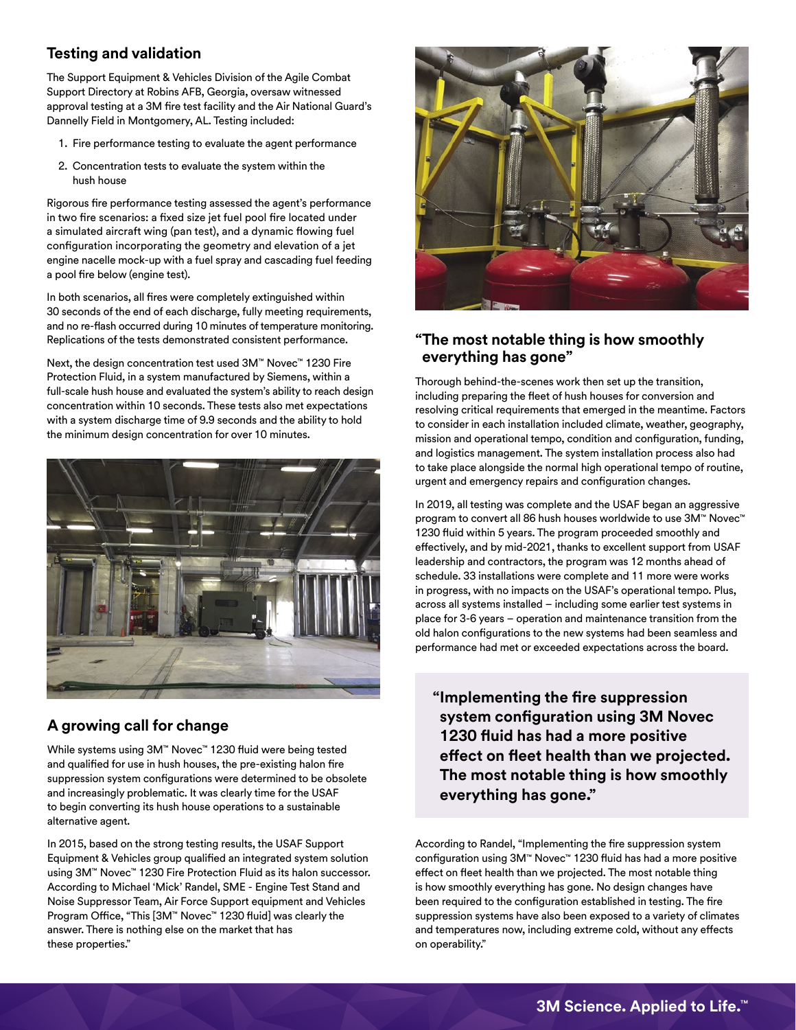## Testing and validation

The Support Equipment & Vehicles Division of the Agile Combat Support Directory at Robins AFB, Georgia, oversaw witnessed approval testing at a 3M fire test facility and the Air National Guard's Dannelly Field in Montgomery, AL. Testing included:

1. Fire performance testing to evaluate the agent performance
2. Concentration tests to evaluate the system within the hush house

Rigorous fire performance testing assessed the agent's performance in two fire scenarios: a fixed size jet fuel pool fire located under a simulated aircraft wing (pan test), and a dynamic flowing fuel configuration incorporating the geometry and elevation of a jet engine nacelle mock-up with a fuel spray and cascading fuel feeding a pool fire below (engine test).

In both scenarios, all fires were completely extinguished within 30 seconds of the end of each discharge, fully meeting requirements, and no re-flash occurred during 10 minutes of temperature monitoring. Replications of the tests demonstrated consistent performance.

Next, the design concentration test used 3M™ Novec™ 1230 Fire Protection Fluid, in a system manufactured by Siemens, within a full-scale hush house and evaluated the system's ability to reach design concentration within 10 seconds. These tests also met expectations with a system discharge time of 9.9 seconds and the ability to hold the minimum design concentration for over 10 minutes.

## A growing call for change

While systems using 3M™ Novec™ 1230 fluid were being tested and qualified for use in hush houses, the pre-existing halon fire suppression system configurations were determined to be obsolete and increasingly problematic. It was clearly time for the USAF to begin converting its hush house operations to a sustainable alternative agent.

In 2015, based on the strong testing results, the USAF Support Equipment & Vehicles group qualified an integrated system solution using 3M™ Novec™ 1230 Fire Protection Fluid as its halon successor. According to Michael 'Mick' Randel, SME - Engine Test Stand and Noise Suppressor Team, Air Force Support equipment and Vehicles Program Office, "This [3M™ Novec™ 1230 fluid] was clearly the answer. There is nothing else on the market that has these properties."

## "The most notable thing is how smoothly everything has gone"

Thorough behind-the-scenes work then set up the transition, including preparing the fleet of hush houses for conversion and resolving critical requirements that emerged in the meantime. Factors to consider in each installation included climate, weather, geography, mission and operational tempo, condition and configuration, funding, and logistics management. The system installation process also had to take place alongside the normal high operational tempo of routine, urgent and emergency repairs and configuration changes.

In 2019, all testing was complete and the USAF began an aggressive program to convert all 86 hush houses worldwide to use 3M™ Novec™ 1230 fluid within 5 years. The program proceeded smoothly and effectively, and by mid-2021, thanks to excellent support from USAF leadership and contractors, the program was 12 months ahead of schedule. 33 installations were complete and 11 more were works in progress, with no impacts on the USAF's operational tempo. Plus, across all systems installed – including some earlier test systems in place for 3-6 years – operation and maintenance transition from the old halon configurations to the new systems had been seamless and performance had met or exceeded expectations across the board.

> **"Implementing the fire suppression system configuration using 3M Novec 1230 fluid has had a more positive effect on fleet health than we projected. The most notable thing is how smoothly everything has gone."**

According to Randel, "Implementing the fire suppression system configuration using 3M™ Novec™ 1230 fluid has had a more positive effect on fleet health than we projected. The most notable thing is how smoothly everything has gone. No design changes have been required to the configuration established in testing. The fire suppression systems have also been exposed to a variety of climates and temperatures now, including extreme cold, without any effects on operability."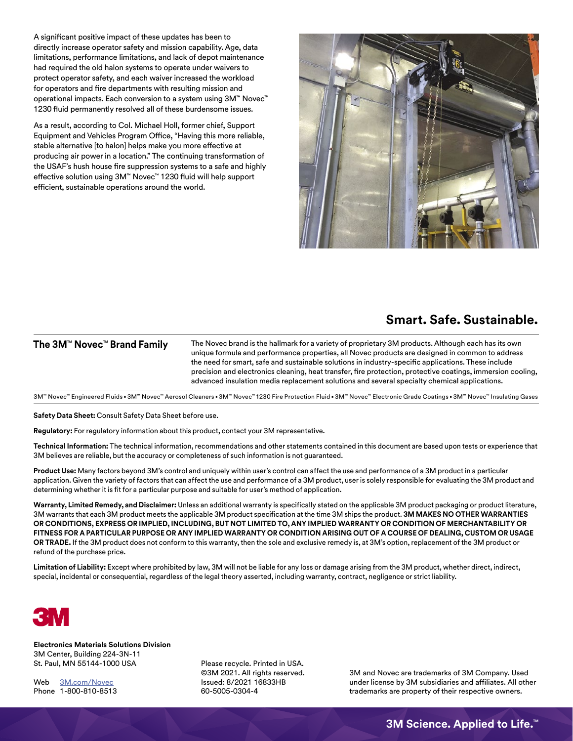A significant positive impact of these updates has been to directly increase operator safety and mission capability. Age, data limitations, performance limitations, and lack of depot maintenance had required the old halon systems to operate under waivers to protect operator safety, and each waiver increased the workload for operators and fire departments with resulting mission and operational impacts. Each conversion to a system using 3M™ Novec™ 1230 fluid permanently resolved all of these burdensome issues.

As a result, according to Col. Michael Holl, former chief, Support Equipment and Vehicles Program Office, "Having this more reliable, stable alternative [to halon] helps make you more effective at producing air power in a location." The continuing transformation of the USAF's hush house fire suppression systems to a safe and highly effective solution using 3M™ Novec™ 1230 fluid will help support efficient, sustainable operations around the world.

## Smart. Safe. Sustainable.

### The 3M™ Novec™ Brand Family

The Novec brand is the hallmark for a variety of proprietary 3M products. Although each has its own unique formula and performance properties, all Novec products are designed in common to address the need for smart, safe and sustainable solutions in industry-specific applications. These include precision and electronics cleaning, heat transfer, fire protection, protective coatings, immersion cooling, advanced insulation media replacement solutions and several specialty chemical applications.

3M™ Novec™ Engineered Fluids • 3M™ Novec™ Aerosol Cleaners • 3M™ Novec™ 1230 Fire Protection Fluid • 3M™ Novec™ Electronic Grade Coatings • 3M™ Novec™ Insulating Gases

**Safety Data Sheet:** Consult Safety Data Sheet before use.

**Regulatory:** For regulatory information about this product, contact your 3M representative.

**Technical Information:** The technical information, recommendations and other statements contained in this document are based upon tests or experience that 3M believes are reliable, but the accuracy or completeness of such information is not guaranteed.

**Product Use:** Many factors beyond 3M's control and uniquely within user's control can affect the use and performance of a 3M product in a particular application. Given the variety of factors that can affect the use and performance of a 3M product, user is solely responsible for evaluating the 3M product and determining whether it is fit for a particular purpose and suitable for user's method of application.

**Warranty, Limited Remedy, and Disclaimer:** Unless an additional warranty is specifically stated on the applicable 3M product packaging or product literature, 3M warrants that each 3M product meets the applicable 3M product specification at the time 3M ships the product. **3M MAKES NO OTHER WARRANTIES OR CONDITIONS, EXPRESS OR IMPLIED, INCLUDING, BUT NOT LIMITED TO, ANY IMPLIED WARRANTY OR CONDITION OF MERCHANTABILITY OR FITNESS FOR A PARTICULAR PURPOSE OR ANY IMPLIED WARRANTY OR CONDITION ARISING OUT OF A COURSE OF DEALING, CUSTOM OR USAGE OR TRADE.** If the 3M product does not conform to this warranty, then the sole and exclusive remedy is, at 3M's option, replacement of the 3M product or refund of the purchase price.

**Limitation of Liability:** Except where prohibited by law, 3M will not be liable for any loss or damage arising from the 3M product, whether direct, indirect, special, incidental or consequential, regardless of the legal theory asserted, including warranty, contract, negligence or strict liability.

**Electronics Materials Solutions Division**
3M Center, Building 224-3N-11
St. Paul, MN 55144-1000 USA

Web 3M.com/Novec
Phone 1-800-810-8513

Please recycle. Printed in USA.
©3M 2021. All rights reserved.
Issued: 8/2021 16833HB
60-5005-0304-4

3M and Novec are trademarks of 3M Company. Used under license by 3M subsidiaries and affiliates. All other trademarks are property of their respective owners.

3M Science. Applied to Life.™